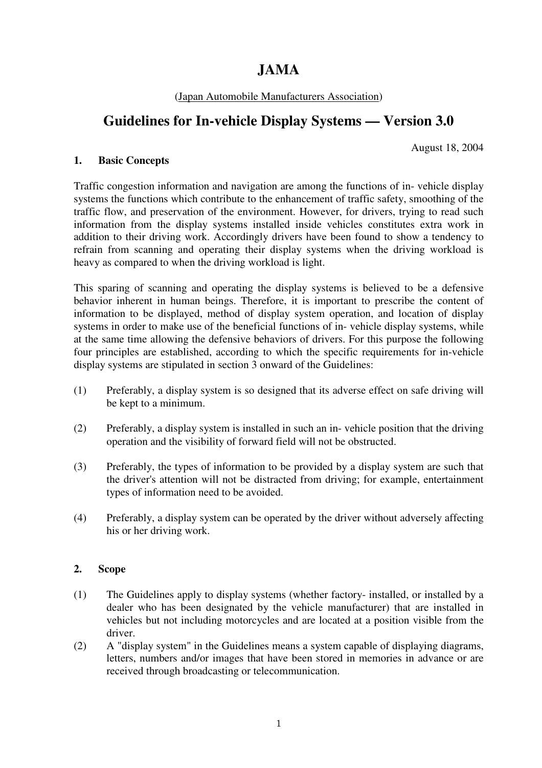# JAMA

(Japan Automobile Manufacturers Association)

## Guidelines for In-vehicle Display Systems — Version 3.0

August 18, 2004

### 1. Basic Concepts

Traffic congestion information and navigation are among the functions of in- vehicle display systems the functions which contribute to the enhancement of traffic safety, smoothing of the traffic flow, and preservation of the environment. However, for drivers, trying to read such information from the display systems installed inside vehicles constitutes extra work in addition to their driving work. Accordingly drivers have been found to show a tendency to refrain from scanning and operating their display systems when the driving workload is heavy as compared to when the driving workload is light.

This sparing of scanning and operating the display systems is believed to be a defensive behavior inherent in human beings. Therefore, it is important to prescribe the content of information to be displayed, method of display system operation, and location of display systems in order to make use of the beneficial functions of in- vehicle display systems, while at the same time allowing the defensive behaviors of drivers. For this purpose the following four principles are established, according to which the specific requirements for in-vehicle display systems are stipulated in section 3 onward of the Guidelines:

(1) Preferably, a display system is so designed that its adverse effect on safe driving will be kept to a minimum.

(2) Preferably, a display system is installed in such an in- vehicle position that the driving operation and the visibility of forward field will not be obstructed.

(3) Preferably, the types of information to be provided by a display system are such that the driver's attention will not be distracted from driving; for example, entertainment types of information need to be avoided.

(4) Preferably, a display system can be operated by the driver without adversely affecting his or her driving work.

### 2. Scope

(1) The Guidelines apply to display systems (whether factory- installed, or installed by a dealer who has been designated by the vehicle manufacturer) that are installed in vehicles but not including motorcycles and are located at a position visible from the driver.

(2) A "display system" in the Guidelines means a system capable of displaying diagrams, letters, numbers and/or images that have been stored in memories in advance or are received through broadcasting or telecommunication.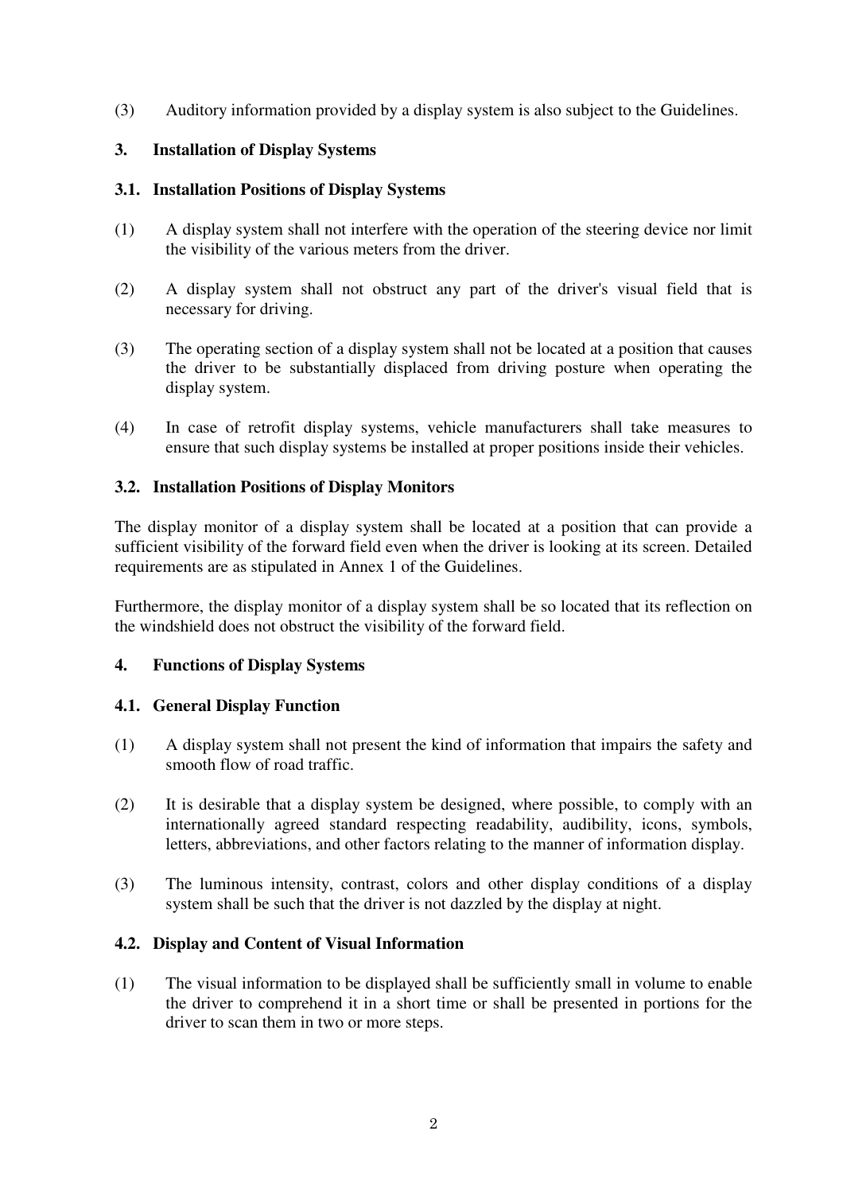(3) Auditory information provided by a display system is also subject to the Guidelines.

## 3. Installation of Display Systems

### 3.1. Installation Positions of Display Systems

(1) A display system shall not interfere with the operation of the steering device nor limit the visibility of the various meters from the driver.

(2) A display system shall not obstruct any part of the driver's visual field that is necessary for driving.

(3) The operating section of a display system shall not be located at a position that causes the driver to be substantially displaced from driving posture when operating the display system.

(4) In case of retrofit display systems, vehicle manufacturers shall take measures to ensure that such display systems be installed at proper positions inside their vehicles.

### 3.2. Installation Positions of Display Monitors

The display monitor of a display system shall be located at a position that can provide a sufficient visibility of the forward field even when the driver is looking at its screen. Detailed requirements are as stipulated in Annex 1 of the Guidelines.

Furthermore, the display monitor of a display system shall be so located that its reflection on the windshield does not obstruct the visibility of the forward field.

## 4. Functions of Display Systems

### 4.1. General Display Function

(1) A display system shall not present the kind of information that impairs the safety and smooth flow of road traffic.

(2) It is desirable that a display system be designed, where possible, to comply with an internationally agreed standard respecting readability, audibility, icons, symbols, letters, abbreviations, and other factors relating to the manner of information display.

(3) The luminous intensity, contrast, colors and other display conditions of a display system shall be such that the driver is not dazzled by the display at night.

### 4.2. Display and Content of Visual Information

(1) The visual information to be displayed shall be sufficiently small in volume to enable the driver to comprehend it in a short time or shall be presented in portions for the driver to scan them in two or more steps.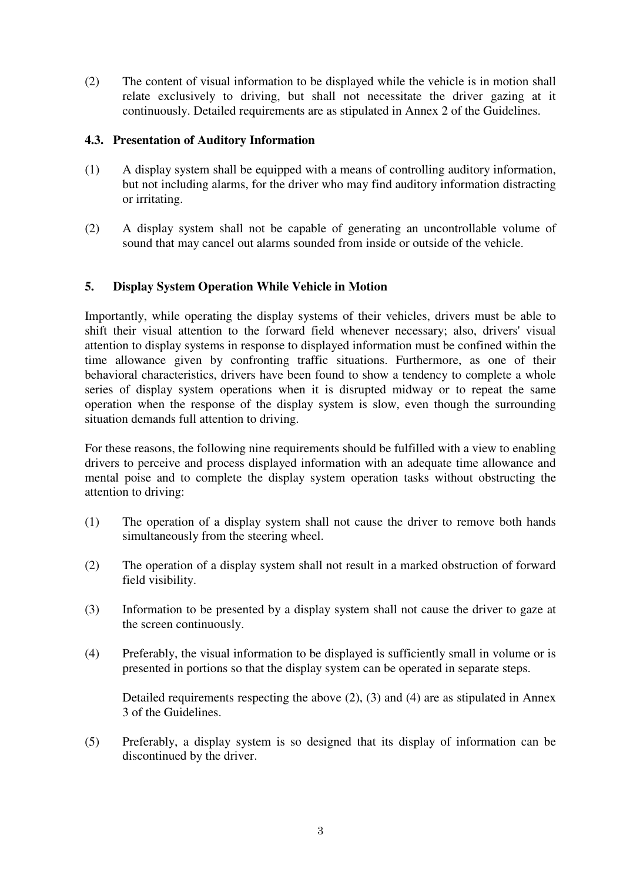(2) The content of visual information to be displayed while the vehicle is in motion shall relate exclusively to driving, but shall not necessitate the driver gazing at it continuously. Detailed requirements are as stipulated in Annex 2 of the Guidelines.

### 4.3. Presentation of Auditory Information

(1) A display system shall be equipped with a means of controlling auditory information, but not including alarms, for the driver who may find auditory information distracting or irritating.

(2) A display system shall not be capable of generating an uncontrollable volume of sound that may cancel out alarms sounded from inside or outside of the vehicle.

## 5. Display System Operation While Vehicle in Motion

Importantly, while operating the display systems of their vehicles, drivers must be able to shift their visual attention to the forward field whenever necessary; also, drivers' visual attention to display systems in response to displayed information must be confined within the time allowance given by confronting traffic situations. Furthermore, as one of their behavioral characteristics, drivers have been found to show a tendency to complete a whole series of display system operations when it is disrupted midway or to repeat the same operation when the response of the display system is slow, even though the surrounding situation demands full attention to driving.

For these reasons, the following nine requirements should be fulfilled with a view to enabling drivers to perceive and process displayed information with an adequate time allowance and mental poise and to complete the display system operation tasks without obstructing the attention to driving:

(1) The operation of a display system shall not cause the driver to remove both hands simultaneously from the steering wheel.

(2) The operation of a display system shall not result in a marked obstruction of forward field visibility.

(3) Information to be presented by a display system shall not cause the driver to gaze at the screen continuously.

(4) Preferably, the visual information to be displayed is sufficiently small in volume or is presented in portions so that the display system can be operated in separate steps.

Detailed requirements respecting the above (2), (3) and (4) are as stipulated in Annex 3 of the Guidelines.

(5) Preferably, a display system is so designed that its display of information can be discontinued by the driver.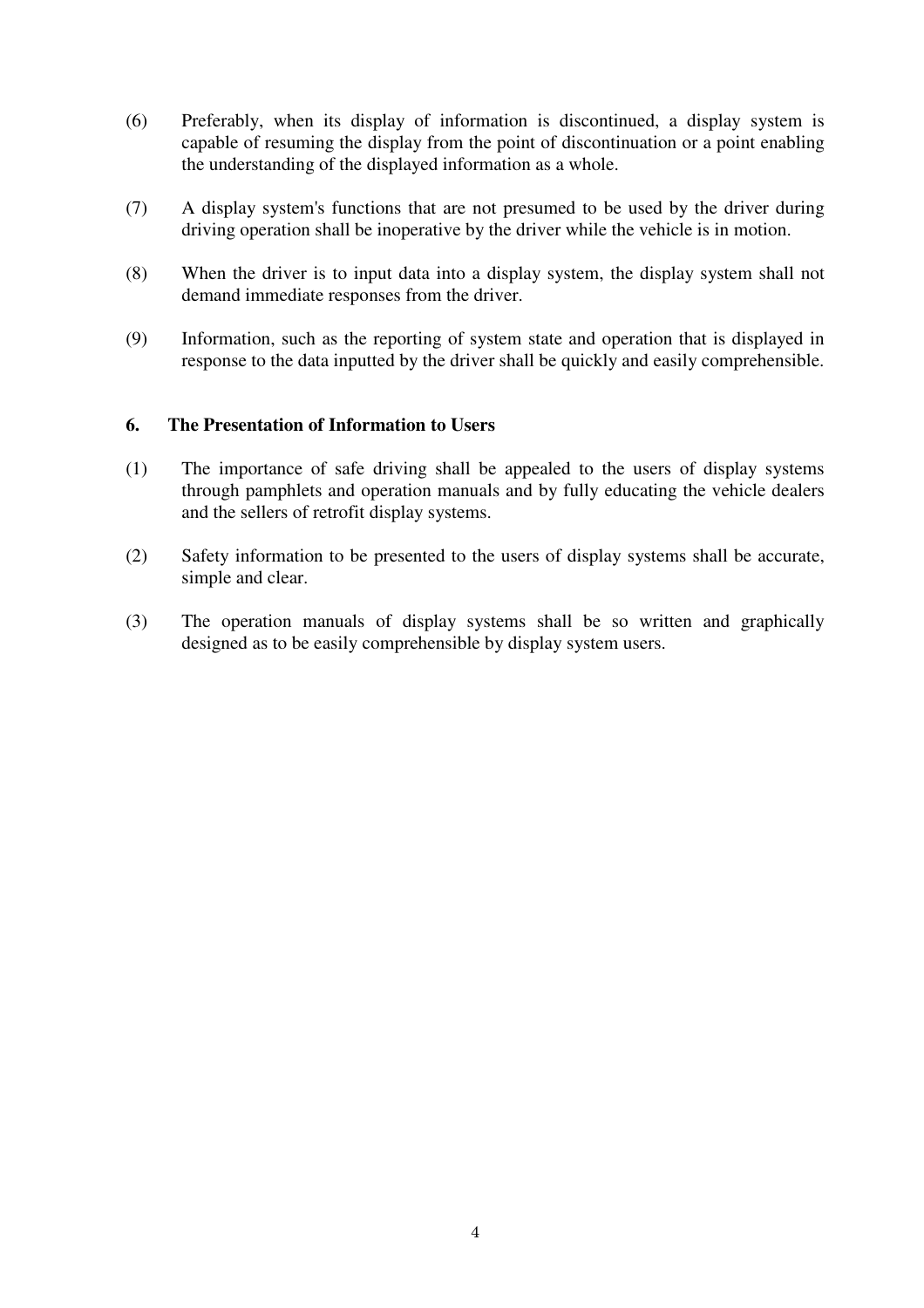(6) Preferably, when its display of information is discontinued, a display system is capable of resuming the display from the point of discontinuation or a point enabling the understanding of the displayed information as a whole.

(7) A display system's functions that are not presumed to be used by the driver during driving operation shall be inoperative by the driver while the vehicle is in motion.

(8) When the driver is to input data into a display system, the display system shall not demand immediate responses from the driver.

(9) Information, such as the reporting of system state and operation that is displayed in response to the data inputted by the driver shall be quickly and easily comprehensible.

## 6. The Presentation of Information to Users

(1) The importance of safe driving shall be appealed to the users of display systems through pamphlets and operation manuals and by fully educating the vehicle dealers and the sellers of retrofit display systems.

(2) Safety information to be presented to the users of display systems shall be accurate, simple and clear.

(3) The operation manuals of display systems shall be so written and graphically designed as to be easily comprehensible by display system users.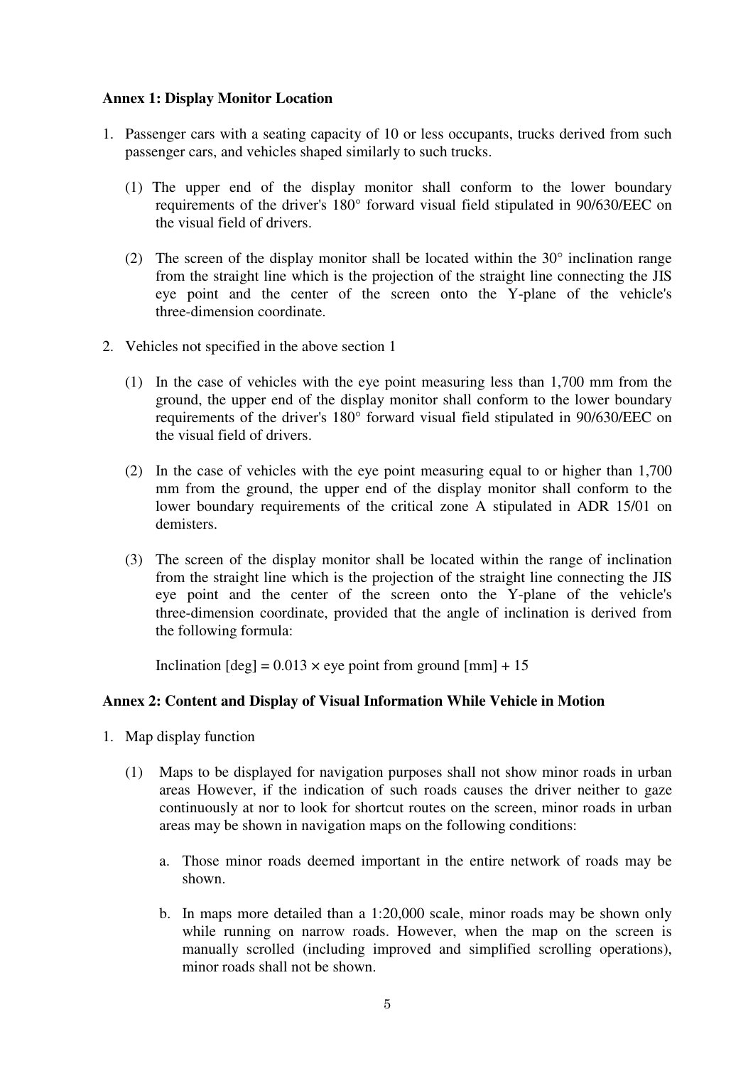### Annex 1: Display Monitor Location

1. Passenger cars with a seating capacity of 10 or less occupants, trucks derived from such passenger cars, and vehicles shaped similarly to such trucks.

   (1) The upper end of the display monitor shall conform to the lower boundary requirements of the driver's 180° forward visual field stipulated in 90/630/EEC on the visual field of drivers.

   (2) The screen of the display monitor shall be located within the 30° inclination range from the straight line which is the projection of the straight line connecting the JIS eye point and the center of the screen onto the Y-plane of the vehicle's three-dimension coordinate.

2. Vehicles not specified in the above section 1

   (1) In the case of vehicles with the eye point measuring less than 1,700 mm from the ground, the upper end of the display monitor shall conform to the lower boundary requirements of the driver's 180° forward visual field stipulated in 90/630/EEC on the visual field of drivers.

   (2) In the case of vehicles with the eye point measuring equal to or higher than 1,700 mm from the ground, the upper end of the display monitor shall conform to the lower boundary requirements of the critical zone A stipulated in ADR 15/01 on demisters.

   (3) The screen of the display monitor shall be located within the range of inclination from the straight line which is the projection of the straight line connecting the JIS eye point and the center of the screen onto the Y-plane of the vehicle's three-dimension coordinate, provided that the angle of inclination is derived from the following formula:

   Inclination [deg] = 0.013 × eye point from ground [mm] + 15

### Annex 2: Content and Display of Visual Information While Vehicle in Motion

1. Map display function

   (1) Maps to be displayed for navigation purposes shall not show minor roads in urban areas However, if the indication of such roads causes the driver neither to gaze continuously at nor to look for shortcut routes on the screen, minor roads in urban areas may be shown in navigation maps on the following conditions:

   a. Those minor roads deemed important in the entire network of roads may be shown.

   b. In maps more detailed than a 1:20,000 scale, minor roads may be shown only while running on narrow roads. However, when the map on the screen is manually scrolled (including improved and simplified scrolling operations), minor roads shall not be shown.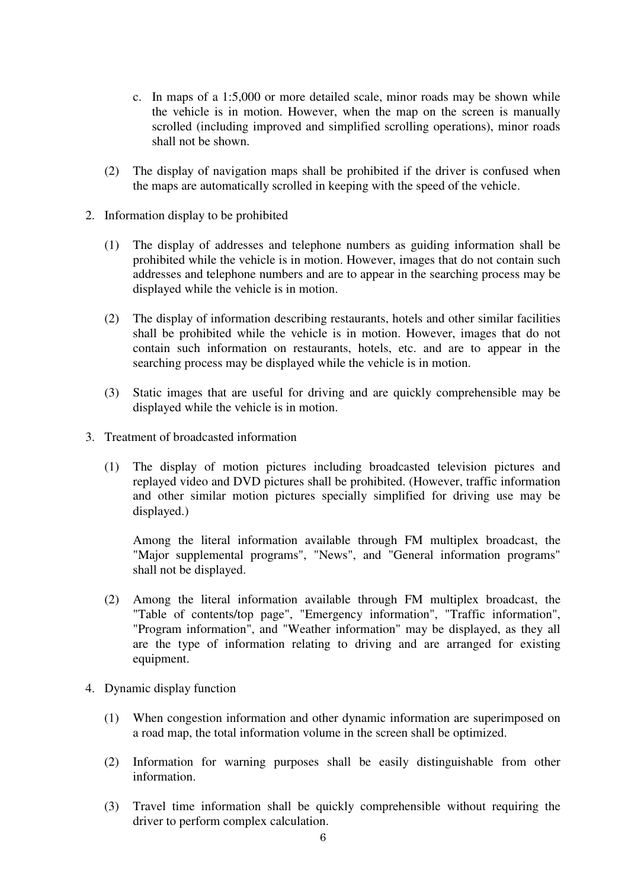c. In maps of a 1:5,000 or more detailed scale, minor roads may be shown while the vehicle is in motion. However, when the map on the screen is manually scrolled (including improved and simplified scrolling operations), minor roads shall not be shown.

(2) The display of navigation maps shall be prohibited if the driver is confused when the maps are automatically scrolled in keeping with the speed of the vehicle.

2. Information display to be prohibited

(1) The display of addresses and telephone numbers as guiding information shall be prohibited while the vehicle is in motion. However, images that do not contain such addresses and telephone numbers and are to appear in the searching process may be displayed while the vehicle is in motion.

(2) The display of information describing restaurants, hotels and other similar facilities shall be prohibited while the vehicle is in motion. However, images that do not contain such information on restaurants, hotels, etc. and are to appear in the searching process may be displayed while the vehicle is in motion.

(3) Static images that are useful for driving and are quickly comprehensible may be displayed while the vehicle is in motion.

3. Treatment of broadcasted information

(1) The display of motion pictures including broadcasted television pictures and replayed video and DVD pictures shall be prohibited. (However, traffic information and other similar motion pictures specially simplified for driving use may be displayed.)

Among the literal information available through FM multiplex broadcast, the "Major supplemental programs", "News", and "General information programs" shall not be displayed.

(2) Among the literal information available through FM multiplex broadcast, the "Table of contents/top page", "Emergency information", "Traffic information", "Program information", and "Weather information" may be displayed, as they all are the type of information relating to driving and are arranged for existing equipment.

4. Dynamic display function

(1) When congestion information and other dynamic information are superimposed on a road map, the total information volume in the screen shall be optimized.

(2) Information for warning purposes shall be easily distinguishable from other information.

(3) Travel time information shall be quickly comprehensible without requiring the driver to perform complex calculation.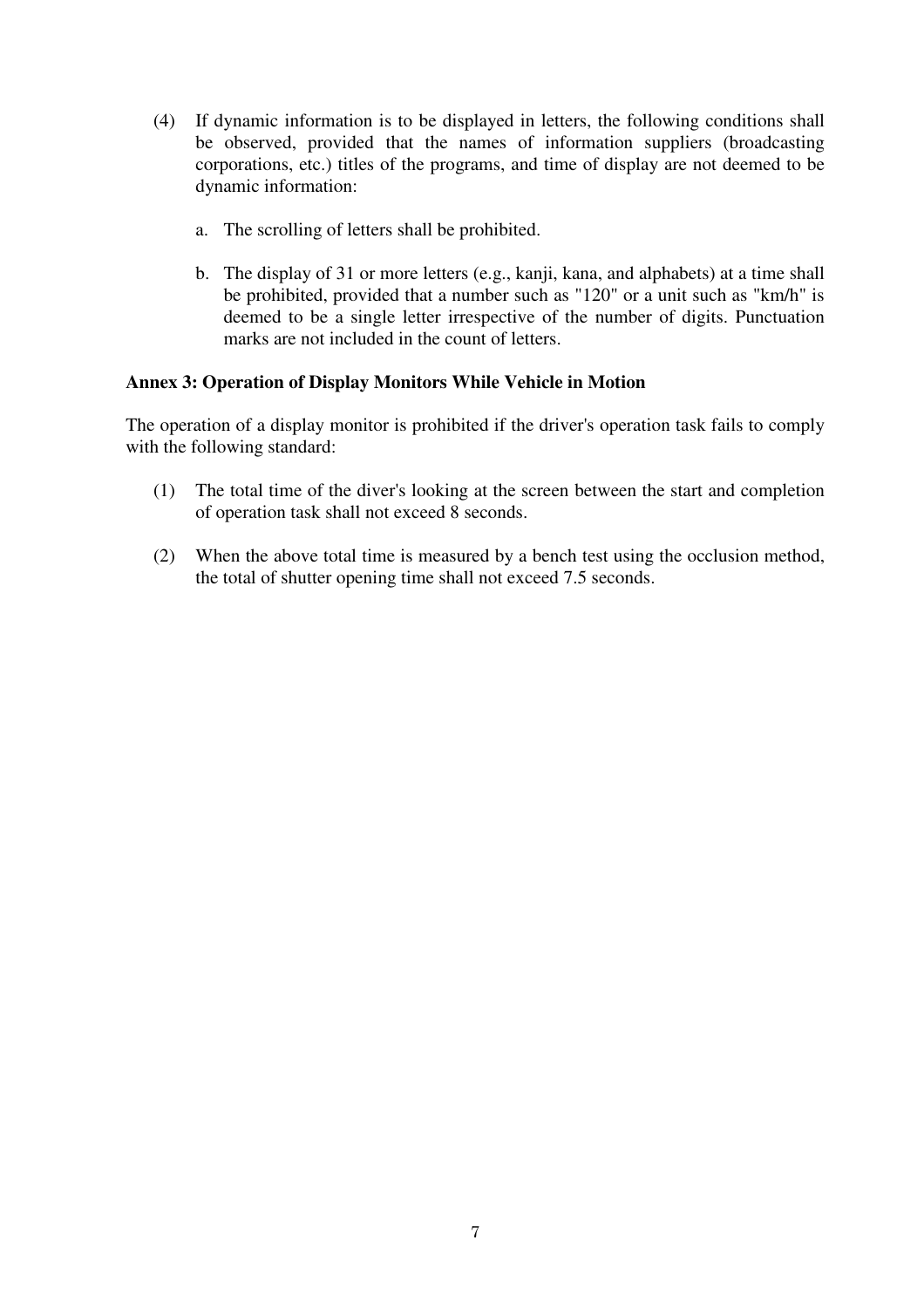(4) If dynamic information is to be displayed in letters, the following conditions shall be observed, provided that the names of information suppliers (broadcasting corporations, etc.) titles of the programs, and time of display are not deemed to be dynamic information:

   a. The scrolling of letters shall be prohibited.

   b. The display of 31 or more letters (e.g., kanji, kana, and alphabets) at a time shall be prohibited, provided that a number such as "120" or a unit such as "km/h" is deemed to be a single letter irrespective of the number of digits. Punctuation marks are not included in the count of letters.

**Annex 3: Operation of Display Monitors While Vehicle in Motion**

The operation of a display monitor is prohibited if the driver's operation task fails to comply with the following standard:

(1) The total time of the diver's looking at the screen between the start and completion of operation task shall not exceed 8 seconds.

(2) When the above total time is measured by a bench test using the occlusion method, the total of shutter opening time shall not exceed 7.5 seconds.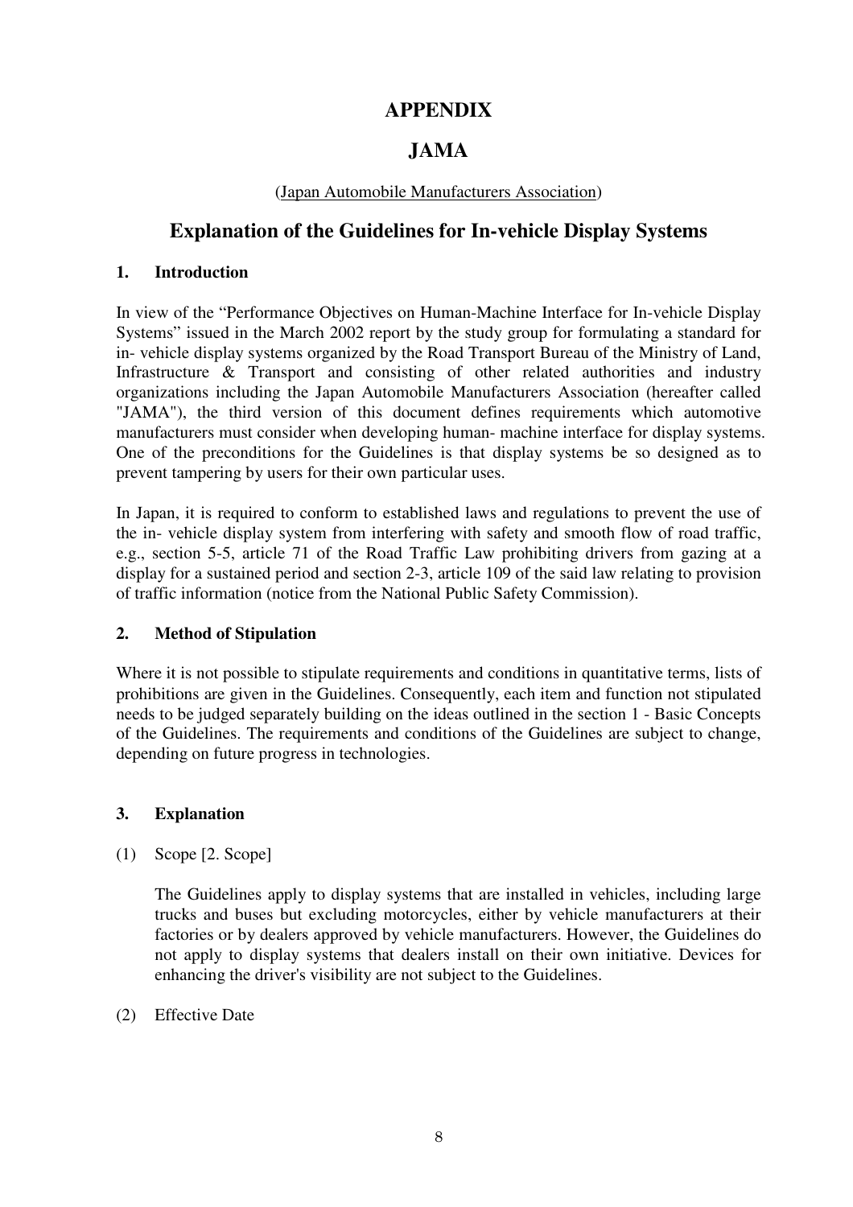# APPENDIX

# JAMA

(Japan Automobile Manufacturers Association)

## Explanation of the Guidelines for In-vehicle Display Systems

### 1. Introduction

In view of the "Performance Objectives on Human-Machine Interface for In-vehicle Display Systems" issued in the March 2002 report by the study group for formulating a standard for in- vehicle display systems organized by the Road Transport Bureau of the Ministry of Land, Infrastructure & Transport and consisting of other related authorities and industry organizations including the Japan Automobile Manufacturers Association (hereafter called "JAMA"), the third version of this document defines requirements which automotive manufacturers must consider when developing human- machine interface for display systems. One of the preconditions for the Guidelines is that display systems be so designed as to prevent tampering by users for their own particular uses.

In Japan, it is required to conform to established laws and regulations to prevent the use of the in- vehicle display system from interfering with safety and smooth flow of road traffic, e.g., section 5-5, article 71 of the Road Traffic Law prohibiting drivers from gazing at a display for a sustained period and section 2-3, article 109 of the said law relating to provision of traffic information (notice from the National Public Safety Commission).

### 2. Method of Stipulation

Where it is not possible to stipulate requirements and conditions in quantitative terms, lists of prohibitions are given in the Guidelines. Consequently, each item and function not stipulated needs to be judged separately building on the ideas outlined in the section 1 - Basic Concepts of the Guidelines. The requirements and conditions of the Guidelines are subject to change, depending on future progress in technologies.

### 3. Explanation

(1) Scope [2. Scope]

The Guidelines apply to display systems that are installed in vehicles, including large trucks and buses but excluding motorcycles, either by vehicle manufacturers at their factories or by dealers approved by vehicle manufacturers. However, the Guidelines do not apply to display systems that dealers install on their own initiative. Devices for enhancing the driver's visibility are not subject to the Guidelines.

(2) Effective Date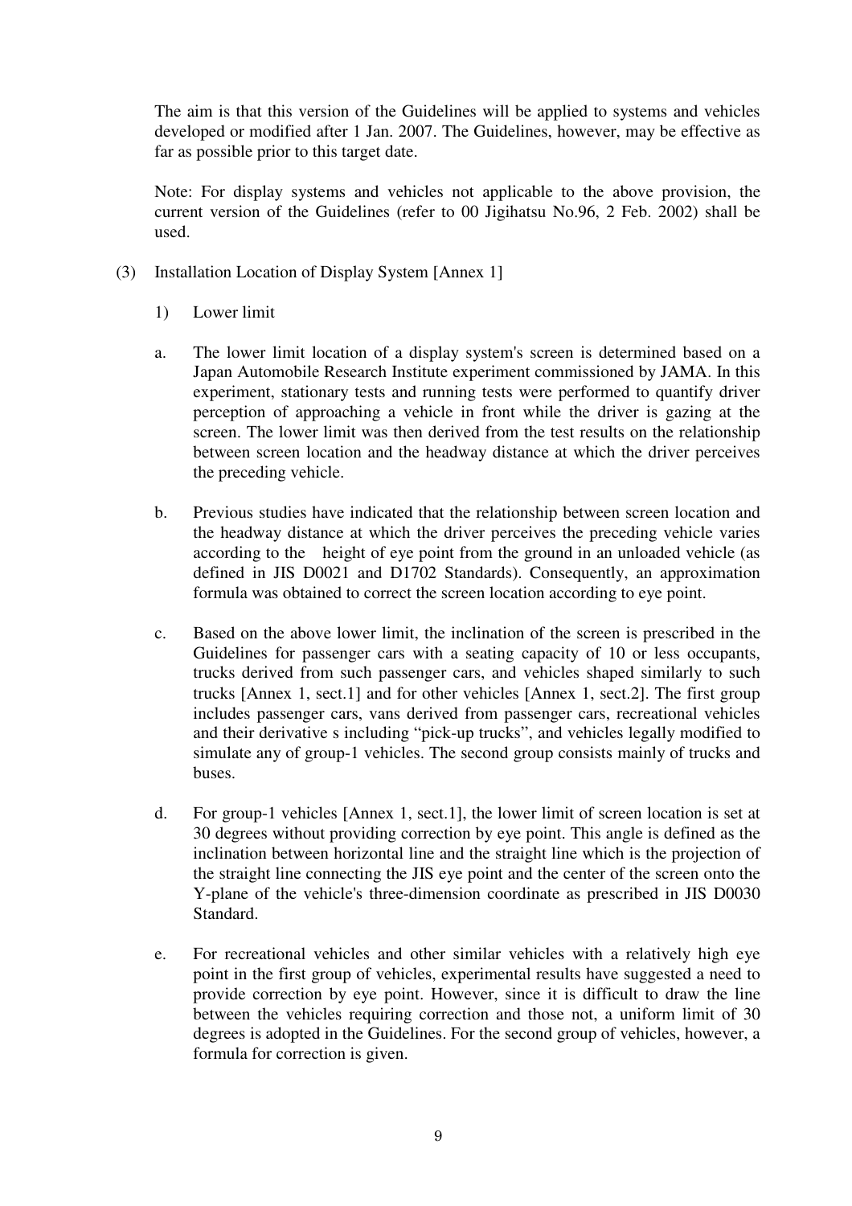The aim is that this version of the Guidelines will be applied to systems and vehicles developed or modified after 1 Jan. 2007. The Guidelines, however, may be effective as far as possible prior to this target date.

Note: For display systems and vehicles not applicable to the above provision, the current version of the Guidelines (refer to 00 Jigihatsu No.96, 2 Feb. 2002) shall be used.

(3) Installation Location of Display System [Annex 1]

1) Lower limit

a. The lower limit location of a display system's screen is determined based on a Japan Automobile Research Institute experiment commissioned by JAMA. In this experiment, stationary tests and running tests were performed to quantify driver perception of approaching a vehicle in front while the driver is gazing at the screen. The lower limit was then derived from the test results on the relationship between screen location and the headway distance at which the driver perceives the preceding vehicle.

b. Previous studies have indicated that the relationship between screen location and the headway distance at which the driver perceives the preceding vehicle varies according to the height of eye point from the ground in an unloaded vehicle (as defined in JIS D0021 and D1702 Standards). Consequently, an approximation formula was obtained to correct the screen location according to eye point.

c. Based on the above lower limit, the inclination of the screen is prescribed in the Guidelines for passenger cars with a seating capacity of 10 or less occupants, trucks derived from such passenger cars, and vehicles shaped similarly to such trucks [Annex 1, sect.1] and for other vehicles [Annex 1, sect.2]. The first group includes passenger cars, vans derived from passenger cars, recreational vehicles and their derivative s including "pick-up trucks", and vehicles legally modified to simulate any of group-1 vehicles. The second group consists mainly of trucks and buses.

d. For group-1 vehicles [Annex 1, sect.1], the lower limit of screen location is set at 30 degrees without providing correction by eye point. This angle is defined as the inclination between horizontal line and the straight line which is the projection of the straight line connecting the JIS eye point and the center of the screen onto the Y-plane of the vehicle's three-dimension coordinate as prescribed in JIS D0030 Standard.

e. For recreational vehicles and other similar vehicles with a relatively high eye point in the first group of vehicles, experimental results have suggested a need to provide correction by eye point. However, since it is difficult to draw the line between the vehicles requiring correction and those not, a uniform limit of 30 degrees is adopted in the Guidelines. For the second group of vehicles, however, a formula for correction is given.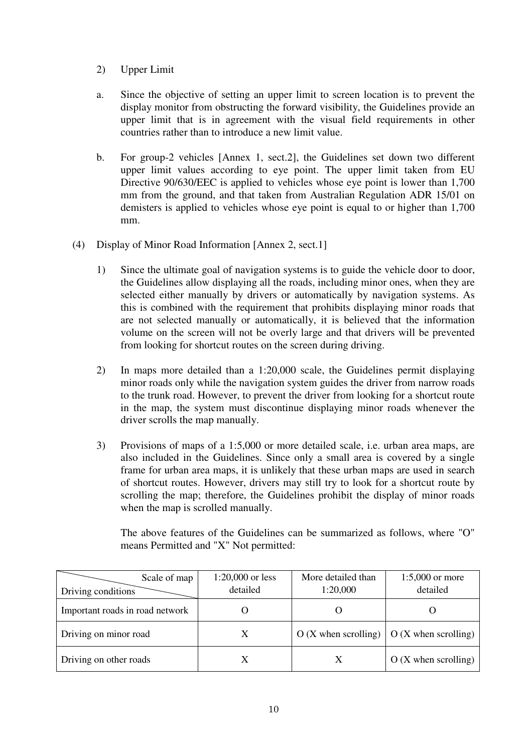2) Upper Limit

a. Since the objective of setting an upper limit to screen location is to prevent the display monitor from obstructing the forward visibility, the Guidelines provide an upper limit that is in agreement with the visual field requirements in other countries rather than to introduce a new limit value.

b. For group-2 vehicles [Annex 1, sect.2], the Guidelines set down two different upper limit values according to eye point. The upper limit taken from EU Directive 90/630/EEC is applied to vehicles whose eye point is lower than 1,700 mm from the ground, and that taken from Australian Regulation ADR 15/01 on demisters is applied to vehicles whose eye point is equal to or higher than 1,700 mm.

(4) Display of Minor Road Information [Annex 2, sect.1]

1) Since the ultimate goal of navigation systems is to guide the vehicle door to door, the Guidelines allow displaying all the roads, including minor ones, when they are selected either manually by drivers or automatically by navigation systems. As this is combined with the requirement that prohibits displaying minor roads that are not selected manually or automatically, it is believed that the information volume on the screen will not be overly large and that drivers will be prevented from looking for shortcut routes on the screen during driving.

2) In maps more detailed than a 1:20,000 scale, the Guidelines permit displaying minor roads only while the navigation system guides the driver from narrow roads to the trunk road. However, to prevent the driver from looking for a shortcut route in the map, the system must discontinue displaying minor roads whenever the driver scrolls the map manually.

3) Provisions of maps of a 1:5,000 or more detailed scale, i.e. urban area maps, are also included in the Guidelines. Since only a small area is covered by a single frame for urban area maps, it is unlikely that these urban maps are used in search of shortcut routes. However, drivers may still try to look for a shortcut route by scrolling the map; therefore, the Guidelines prohibit the display of minor roads when the map is scrolled manually.

The above features of the Guidelines can be summarized as follows, where "O" means Permitted and "X" Not permitted:

| Driving conditions \ Scale of map | 1:20,000 or less detailed | More detailed than 1:20,000 | 1:5,000 or more detailed |
|---|---|---|---|
| Important roads in road network | O | O | O |
| Driving on minor road | X | O (X when scrolling) | O (X when scrolling) |
| Driving on other roads | X | X | O (X when scrolling) |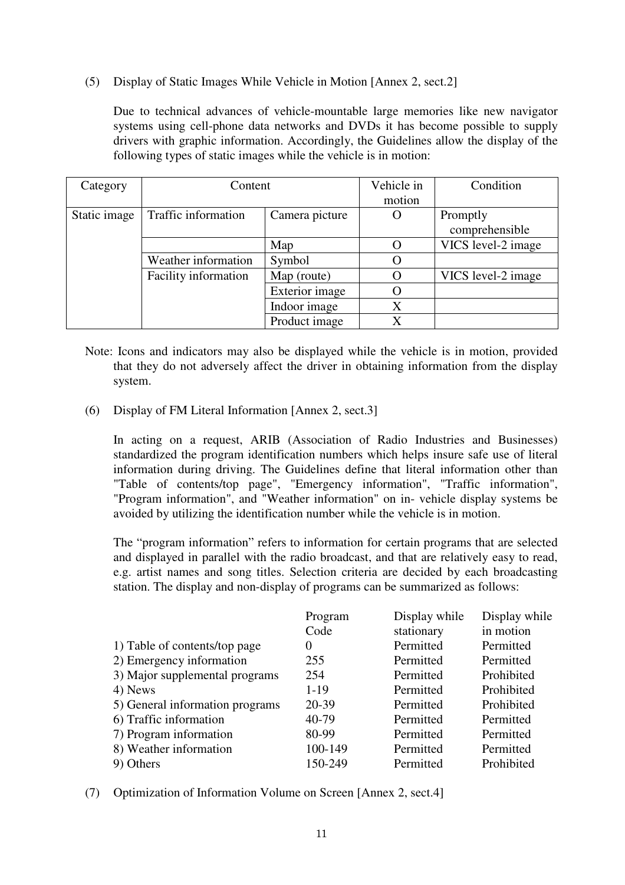(5) Display of Static Images While Vehicle in Motion [Annex 2, sect.2]

Due to technical advances of vehicle-mountable large memories like new navigator systems using cell-phone data networks and DVDs it has become possible to supply drivers with graphic information. Accordingly, the Guidelines allow the display of the following types of static images while the vehicle is in motion:

| Category | Content | | Vehicle in motion | Condition |
|---|---|---|---|---|
| Static image | Traffic information | Camera picture | O | Promptly comprehensible |
| | | Map | O | VICS level-2 image |
| | Weather information | Symbol | O | |
| | Facility information | Map (route) | O | VICS level-2 image |
| | | Exterior image | O | |
| | | Indoor image | X | |
| | | Product image | X | |

Note: Icons and indicators may also be displayed while the vehicle is in motion, provided that they do not adversely affect the driver in obtaining information from the display system.

(6) Display of FM Literal Information [Annex 2, sect.3]

In acting on a request, ARIB (Association of Radio Industries and Businesses) standardized the program identification numbers which helps insure safe use of literal information during driving. The Guidelines define that literal information other than "Table of contents/top page", "Emergency information", "Traffic information", "Program information", and "Weather information" on in- vehicle display systems be avoided by utilizing the identification number while the vehicle is in motion.

The "program information" refers to information for certain programs that are selected and displayed in parallel with the radio broadcast, and that are relatively easy to read, e.g. artist names and song titles. Selection criteria are decided by each broadcasting station. The display and non-display of programs can be summarized as follows:

| | Program Code | Display while stationary | Display while in motion |
|---|---|---|---|
| 1) Table of contents/top page | 0 | Permitted | Permitted |
| 2) Emergency information | 255 | Permitted | Permitted |
| 3) Major supplemental programs | 254 | Permitted | Prohibited |
| 4) News | 1-19 | Permitted | Prohibited |
| 5) General information programs | 20-39 | Permitted | Prohibited |
| 6) Traffic information | 40-79 | Permitted | Permitted |
| 7) Program information | 80-99 | Permitted | Permitted |
| 8) Weather information | 100-149 | Permitted | Permitted |
| 9) Others | 150-249 | Permitted | Prohibited |

(7) Optimization of Information Volume on Screen [Annex 2, sect.4]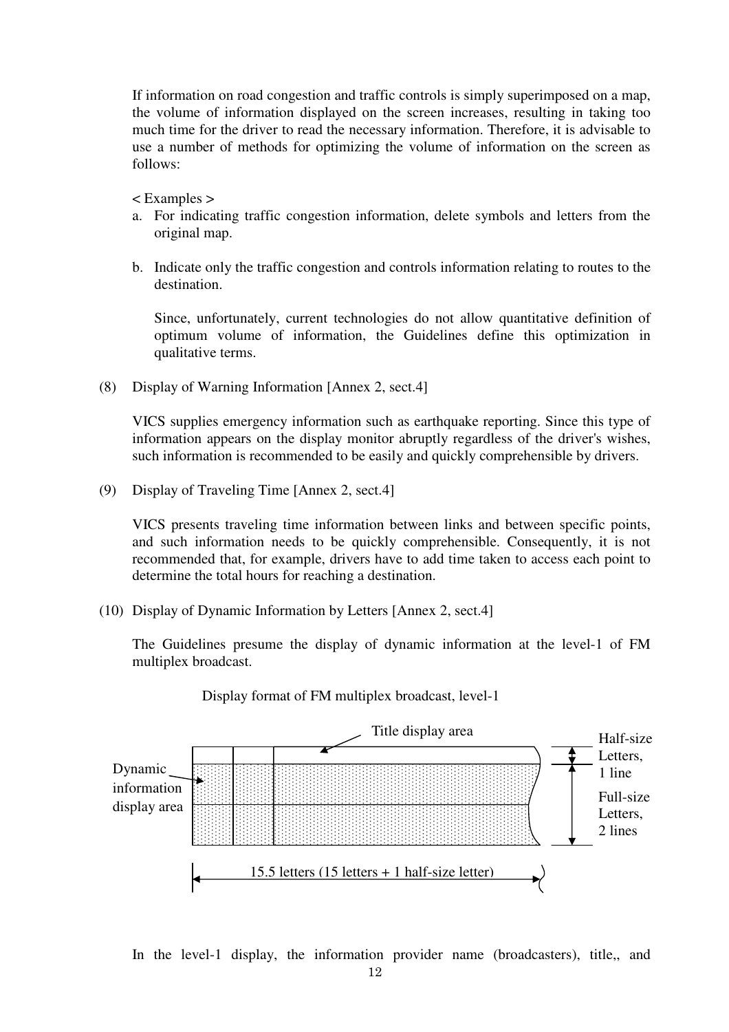If information on road congestion and traffic controls is simply superimposed on a map, the volume of information displayed on the screen increases, resulting in taking too much time for the driver to read the necessary information. Therefore, it is advisable to use a number of methods for optimizing the volume of information on the screen as follows:

< Examples >

a. For indicating traffic congestion information, delete symbols and letters from the original map.

b. Indicate only the traffic congestion and controls information relating to routes to the destination.

   Since, unfortunately, current technologies do not allow quantitative definition of optimum volume of information, the Guidelines define this optimization in qualitative terms.

(8) Display of Warning Information [Annex 2, sect.4]

VICS supplies emergency information such as earthquake reporting. Since this type of information appears on the display monitor abruptly regardless of the driver's wishes, such information is recommended to be easily and quickly comprehensible by drivers.

(9) Display of Traveling Time [Annex 2, sect.4]

VICS presents traveling time information between links and between specific points, and such information needs to be quickly comprehensible. Consequently, it is not recommended that, for example, drivers have to add time taken to access each point to determine the total hours for reaching a destination.

(10) Display of Dynamic Information by Letters [Annex 2, sect.4]

The Guidelines presume the display of dynamic information at the level-1 of FM multiplex broadcast.

Display format of FM multiplex broadcast, level-1

Title display area

Dynamic information display area

Half-size Letters, 1 line

Full-size Letters, 2 lines

15.5 letters (15 letters + 1 half-size letter)

In the level-1 display, the information provider name (broadcasters), title,, and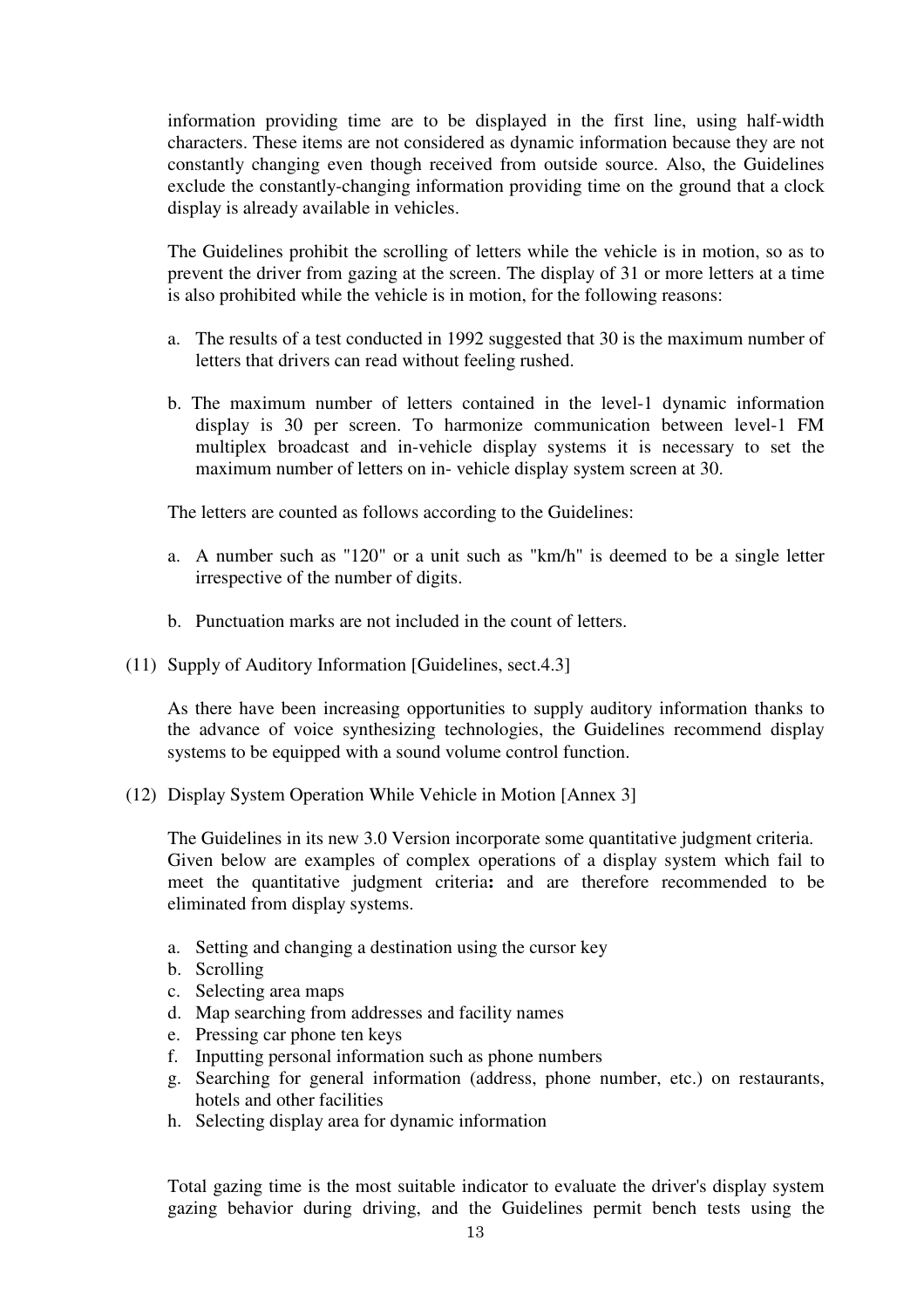information providing time are to be displayed in the first line, using half-width characters. These items are not considered as dynamic information because they are not constantly changing even though received from outside source. Also, the Guidelines exclude the constantly-changing information providing time on the ground that a clock display is already available in vehicles.

The Guidelines prohibit the scrolling of letters while the vehicle is in motion, so as to prevent the driver from gazing at the screen. The display of 31 or more letters at a time is also prohibited while the vehicle is in motion, for the following reasons:

a. The results of a test conducted in 1992 suggested that 30 is the maximum number of letters that drivers can read without feeling rushed.

b. The maximum number of letters contained in the level-1 dynamic information display is 30 per screen. To harmonize communication between level-1 FM multiplex broadcast and in-vehicle display systems it is necessary to set the maximum number of letters on in- vehicle display system screen at 30.

The letters are counted as follows according to the Guidelines:

a. A number such as "120" or a unit such as "km/h" is deemed to be a single letter irrespective of the number of digits.

b. Punctuation marks are not included in the count of letters.

(11) Supply of Auditory Information [Guidelines, sect.4.3]

As there have been increasing opportunities to supply auditory information thanks to the advance of voice synthesizing technologies, the Guidelines recommend display systems to be equipped with a sound volume control function.

(12) Display System Operation While Vehicle in Motion [Annex 3]

The Guidelines in its new 3.0 Version incorporate some quantitative judgment criteria. Given below are examples of complex operations of a display system which fail to meet the quantitative judgment criteria**:** and are therefore recommended to be eliminated from display systems.

a. Setting and changing a destination using the cursor key
b. Scrolling
c. Selecting area maps
d. Map searching from addresses and facility names
e. Pressing car phone ten keys
f. Inputting personal information such as phone numbers
g. Searching for general information (address, phone number, etc.) on restaurants, hotels and other facilities
h. Selecting display area for dynamic information

Total gazing time is the most suitable indicator to evaluate the driver's display system gazing behavior during driving, and the Guidelines permit bench tests using the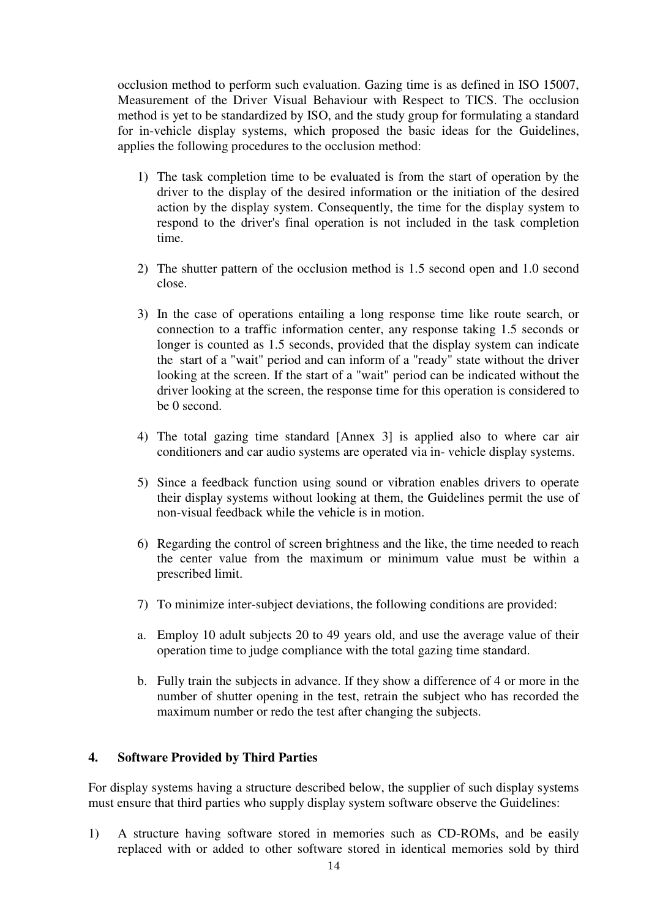occlusion method to perform such evaluation. Gazing time is as defined in ISO 15007, Measurement of the Driver Visual Behaviour with Respect to TICS. The occlusion method is yet to be standardized by ISO, and the study group for formulating a standard for in-vehicle display systems, which proposed the basic ideas for the Guidelines, applies the following procedures to the occlusion method:

1) The task completion time to be evaluated is from the start of operation by the driver to the display of the desired information or the initiation of the desired action by the display system. Consequently, the time for the display system to respond to the driver's final operation is not included in the task completion time.

2) The shutter pattern of the occlusion method is 1.5 second open and 1.0 second close.

3) In the case of operations entailing a long response time like route search, or connection to a traffic information center, any response taking 1.5 seconds or longer is counted as 1.5 seconds, provided that the display system can indicate the start of a "wait" period and can inform of a "ready" state without the driver looking at the screen. If the start of a "wait" period can be indicated without the driver looking at the screen, the response time for this operation is considered to be 0 second.

4) The total gazing time standard [Annex 3] is applied also to where car air conditioners and car audio systems are operated via in- vehicle display systems.

5) Since a feedback function using sound or vibration enables drivers to operate their display systems without looking at them, the Guidelines permit the use of non-visual feedback while the vehicle is in motion.

6) Regarding the control of screen brightness and the like, the time needed to reach the center value from the maximum or minimum value must be within a prescribed limit.

7) To minimize inter-subject deviations, the following conditions are provided:

a. Employ 10 adult subjects 20 to 49 years old, and use the average value of their operation time to judge compliance with the total gazing time standard.

b. Fully train the subjects in advance. If they show a difference of 4 or more in the number of shutter opening in the test, retrain the subject who has recorded the maximum number or redo the test after changing the subjects.

## 4. Software Provided by Third Parties

For display systems having a structure described below, the supplier of such display systems must ensure that third parties who supply display system software observe the Guidelines:

1) A structure having software stored in memories such as CD-ROMs, and be easily replaced with or added to other software stored in identical memories sold by third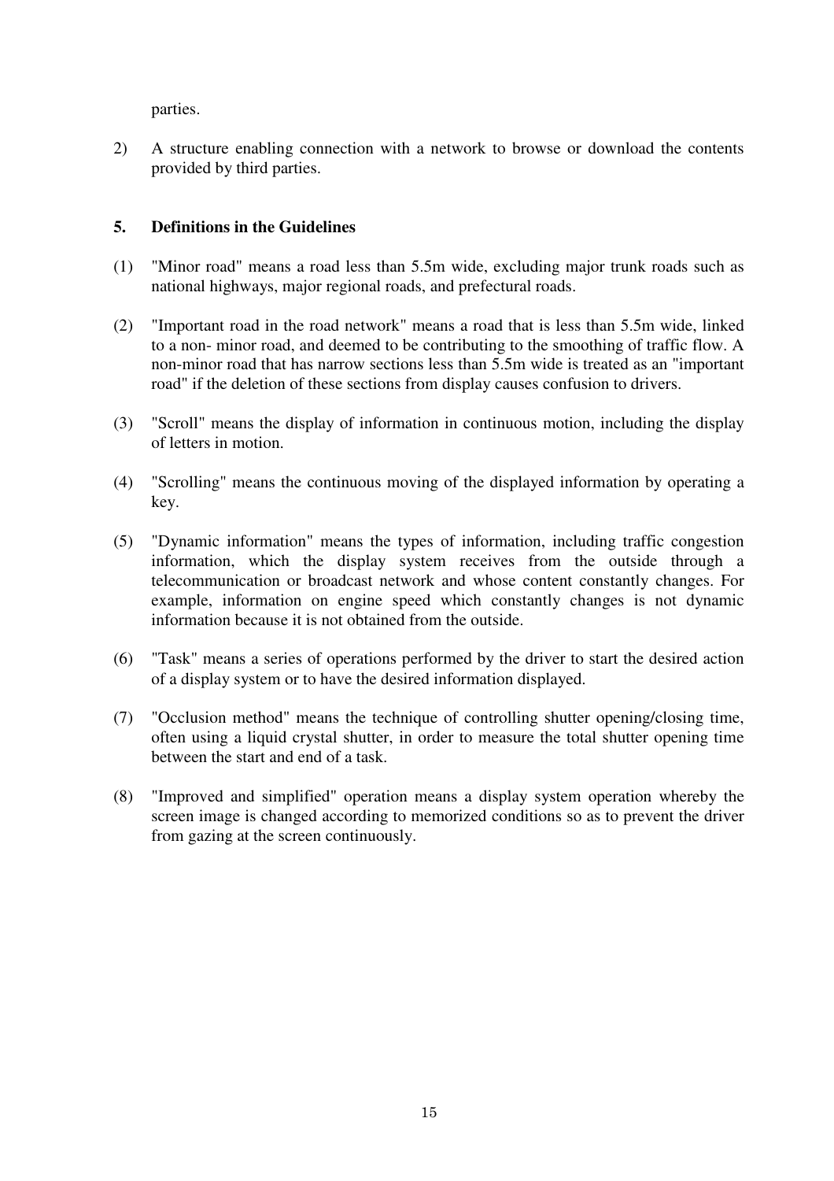parties.

2) A structure enabling connection with a network to browse or download the contents provided by third parties.

## 5. Definitions in the Guidelines

(1) "Minor road" means a road less than 5.5m wide, excluding major trunk roads such as national highways, major regional roads, and prefectural roads.

(2) "Important road in the road network" means a road that is less than 5.5m wide, linked to a non- minor road, and deemed to be contributing to the smoothing of traffic flow. A non-minor road that has narrow sections less than 5.5m wide is treated as an "important road" if the deletion of these sections from display causes confusion to drivers.

(3) "Scroll" means the display of information in continuous motion, including the display of letters in motion.

(4) "Scrolling" means the continuous moving of the displayed information by operating a key.

(5) "Dynamic information" means the types of information, including traffic congestion information, which the display system receives from the outside through a telecommunication or broadcast network and whose content constantly changes. For example, information on engine speed which constantly changes is not dynamic information because it is not obtained from the outside.

(6) "Task" means a series of operations performed by the driver to start the desired action of a display system or to have the desired information displayed.

(7) "Occlusion method" means the technique of controlling shutter opening/closing time, often using a liquid crystal shutter, in order to measure the total shutter opening time between the start and end of a task.

(8) "Improved and simplified" operation means a display system operation whereby the screen image is changed according to memorized conditions so as to prevent the driver from gazing at the screen continuously.